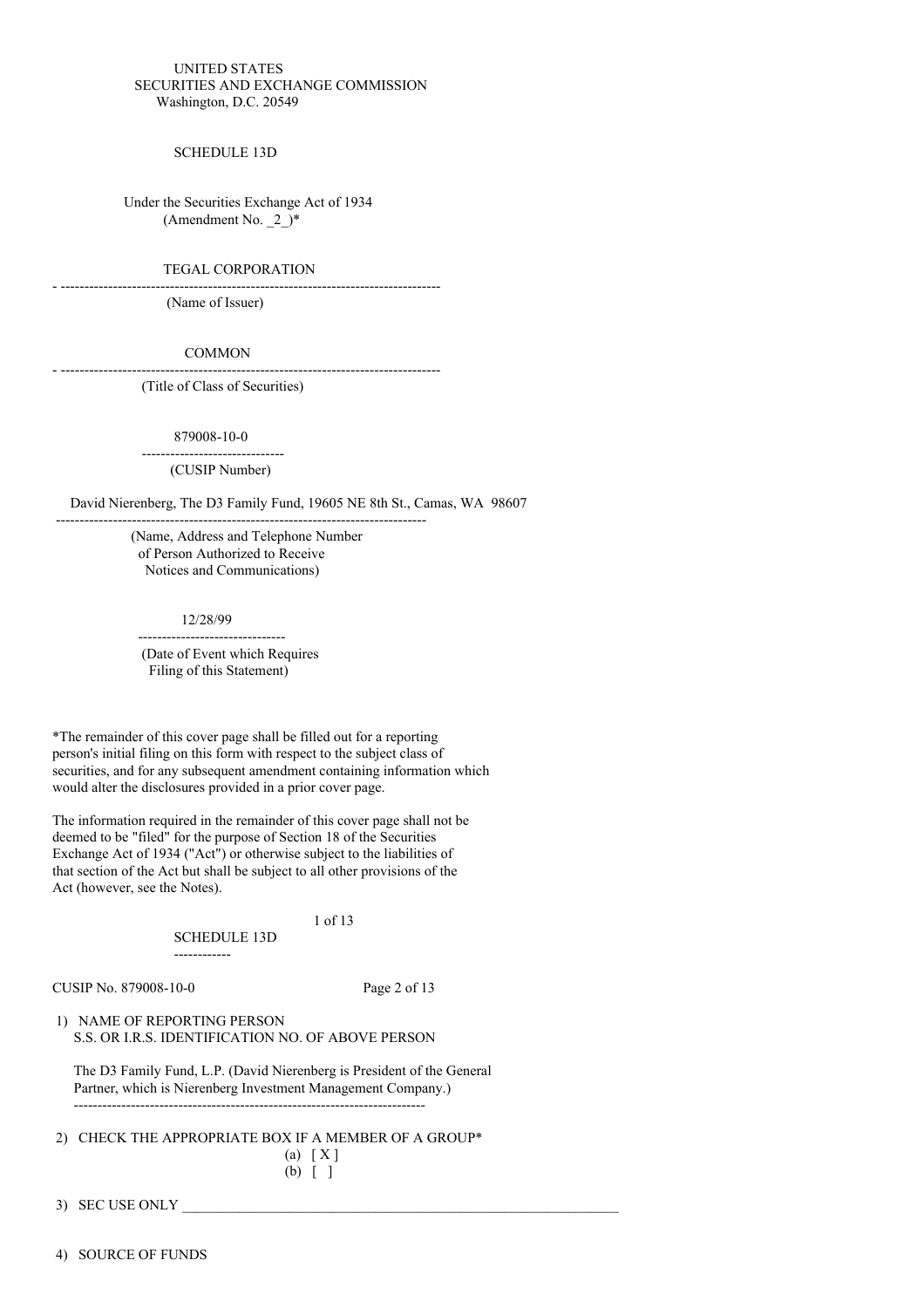UNITED STATES
SECURITIES AND EXCHANGE COMMISSION
Washington, D.C. 20549

SCHEDULE 13D

Under the Securities Exchange Act of 1934
(Amendment No. _2_)*

TEGAL CORPORATION

---

(Name of Issuer)

COMMON

---

(Title of Class of Securities)

879008-10-0

---

(CUSIP Number)

David Nierenberg, The D3 Family Fund, 19605 NE 8th St., Camas, WA 98607

---

(Name, Address and Telephone Number
of Person Authorized to Receive
Notices and Communications)

12/28/99

---

(Date of Event which Requires
Filing of this Statement)

*The remainder of this cover page shall be filled out for a reporting person's initial filing on this form with respect to the subject class of securities, and for any subsequent amendment containing information which would alter the disclosures provided in a prior cover page.

The information required in the remainder of this cover page shall not be deemed to be "filed" for the purpose of Section 18 of the Securities Exchange Act of 1934 ("Act") or otherwise subject to the liabilities of that section of the Act but shall be subject to all other provisions of the Act (however, see the Notes).

SCHEDULE 13D

---

CUSIP No. 879008-10-0

1) NAME OF REPORTING PERSON
S.S. OR I.R.S. IDENTIFICATION NO. OF ABOVE PERSON

The D3 Family Fund, L.P. (David Nierenberg is President of the General Partner, which is Nierenberg Investment Management Company.)

---

2) CHECK THE APPROPRIATE BOX IF A MEMBER OF A GROUP*
(a) [ X ]
(b) [ ]

3) SEC USE ONLY ___________________________________________________________

4) SOURCE OF FUNDS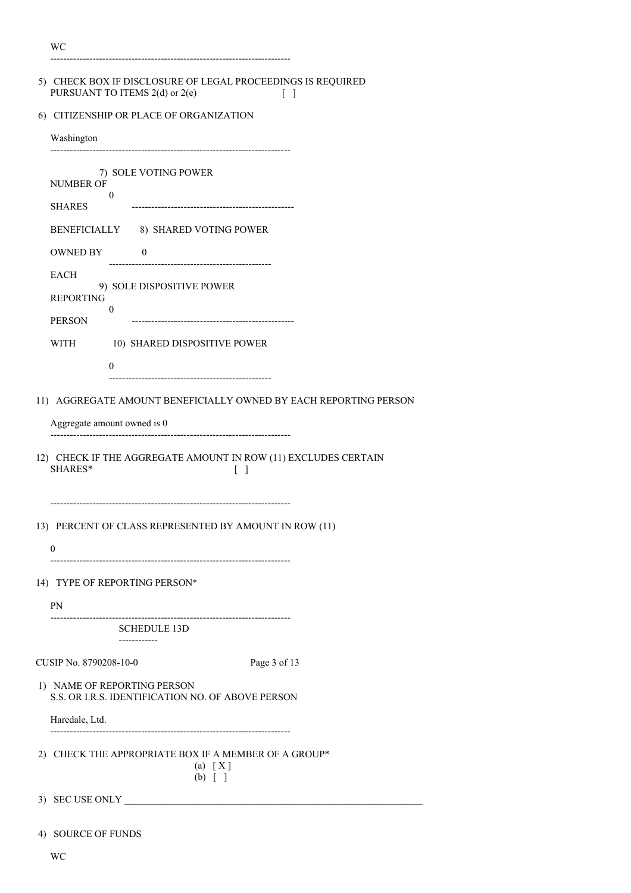WC

5) CHECK BOX IF DISCLOSURE OF LEGAL PROCEEDINGS IS REQUIRED PURSUANT TO ITEMS 2(d) or 2(e) [ ]

6) CITIZENSHIP OR PLACE OF ORGANIZATION

Washington

| NUMBER OF SHARES BENEFICIALLY OWNED BY EACH REPORTING PERSON WITH | |
|---|---|
| | 7) SOLE VOTING POWER<br>0 |
| | 8) SHARED VOTING POWER<br>0 |
| | 9) SOLE DISPOSITIVE POWER<br>0 |
| | 10) SHARED DISPOSITIVE POWER<br>0 |

11) AGGREGATE AMOUNT BENEFICIALLY OWNED BY EACH REPORTING PERSON

Aggregate amount owned is 0

12) CHECK IF THE AGGREGATE AMOUNT IN ROW (11) EXCLUDES CERTAIN SHARES* [ ]

13) PERCENT OF CLASS REPRESENTED BY AMOUNT IN ROW (11)

0

14) TYPE OF REPORTING PERSON*

PN

SCHEDULE 13D

CUSIP No. 8790208-10-0

1) NAME OF REPORTING PERSON
S.S. OR I.R.S. IDENTIFICATION NO. OF ABOVE PERSON

Haredale, Ltd.

2) CHECK THE APPROPRIATE BOX IF A MEMBER OF A GROUP*
(a) [ X ]
(b) [ ]

3) SEC USE ONLY ____________________

4) SOURCE OF FUNDS

WC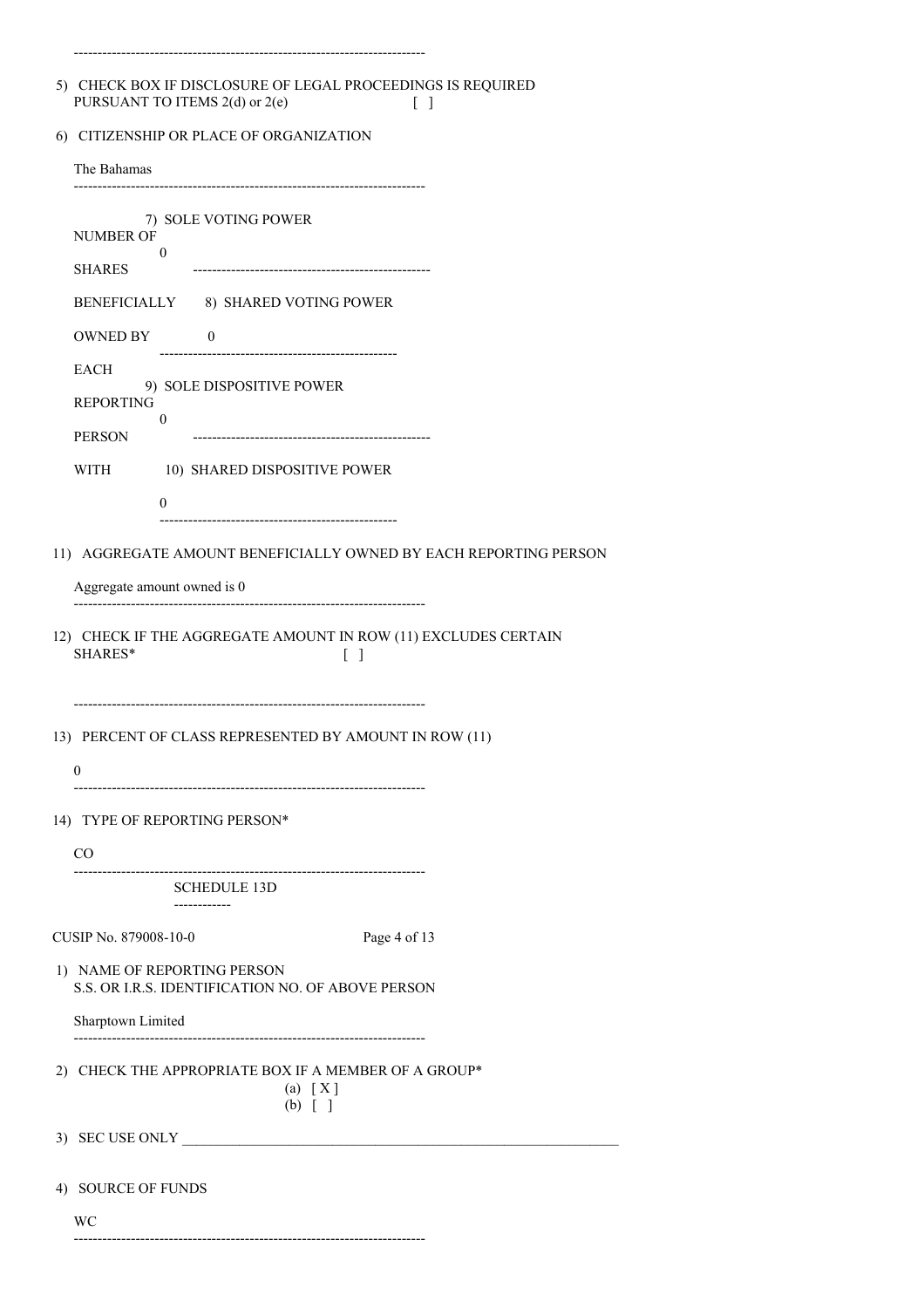5) CHECK BOX IF DISCLOSURE OF LEGAL PROCEEDINGS IS REQUIRED PURSUANT TO ITEMS 2(d) or 2(e) [ ]

6) CITIZENSHIP OR PLACE OF ORGANIZATION

The Bahamas

| | |
|---|---|
| NUMBER OF SHARES BENEFICIALLY OWNED BY EACH REPORTING PERSON WITH | 7) SOLE VOTING POWER<br>0 |
| | 8) SHARED VOTING POWER<br>0 |
| | 9) SOLE DISPOSITIVE POWER<br>0 |
| | 10) SHARED DISPOSITIVE POWER<br>0 |

11) AGGREGATE AMOUNT BENEFICIALLY OWNED BY EACH REPORTING PERSON

Aggregate amount owned is 0

12) CHECK IF THE AGGREGATE AMOUNT IN ROW (11) EXCLUDES CERTAIN SHARES* [ ]

13) PERCENT OF CLASS REPRESENTED BY AMOUNT IN ROW (11)

0

14) TYPE OF REPORTING PERSON*

CO

SCHEDULE 13D

CUSIP No. 879008-10-0

1) NAME OF REPORTING PERSON
S.S. OR I.R.S. IDENTIFICATION NO. OF ABOVE PERSON

Sharptown Limited

2) CHECK THE APPROPRIATE BOX IF A MEMBER OF A GROUP*
(a) [ X ]
(b) [ ]

3) SEC USE ONLY ______________________________

4) SOURCE OF FUNDS

WC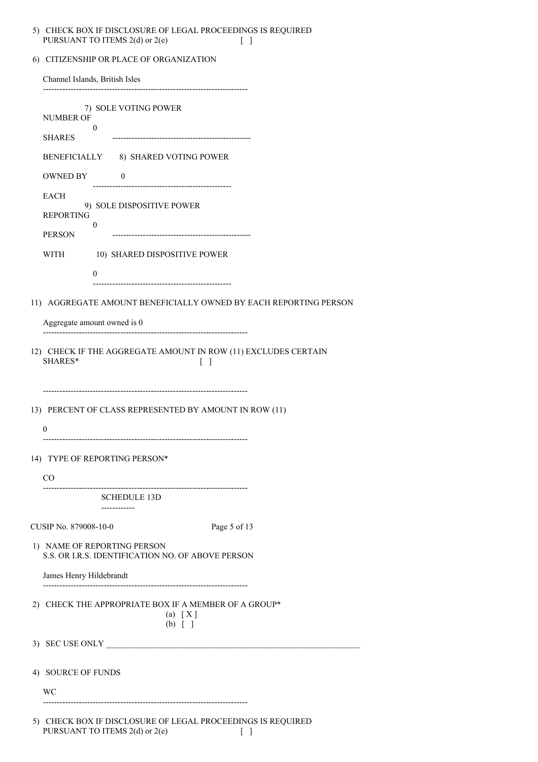5) CHECK BOX IF DISCLOSURE OF LEGAL PROCEEDINGS IS REQUIRED PURSUANT TO ITEMS 2(d) or 2(e) [ ]

6) CITIZENSHIP OR PLACE OF ORGANIZATION

Channel Islands, British Isles

| NUMBER OF SHARES BENEFICIALLY OWNED BY EACH REPORTING PERSON WITH | |
|---|---|
| | 7) SOLE VOTING POWER<br>0 |
| | 8) SHARED VOTING POWER<br>0 |
| | 9) SOLE DISPOSITIVE POWER<br>0 |
| | 10) SHARED DISPOSITIVE POWER<br>0 |

11) AGGREGATE AMOUNT BENEFICIALLY OWNED BY EACH REPORTING PERSON

Aggregate amount owned is 0

12) CHECK IF THE AGGREGATE AMOUNT IN ROW (11) EXCLUDES CERTAIN SHARES* [ ]

13) PERCENT OF CLASS REPRESENTED BY AMOUNT IN ROW (11)

0

14) TYPE OF REPORTING PERSON*

CO

SCHEDULE 13D

CUSIP No. 879008-10-0

1) NAME OF REPORTING PERSON
S.S. OR I.R.S. IDENTIFICATION NO. OF ABOVE PERSON

James Henry Hildebrandt

2) CHECK THE APPROPRIATE BOX IF A MEMBER OF A GROUP*
(a) [ X ]
(b) [ ]

3) SEC USE ONLY ______________________________

4) SOURCE OF FUNDS

WC

5) CHECK BOX IF DISCLOSURE OF LEGAL PROCEEDINGS IS REQUIRED PURSUANT TO ITEMS 2(d) or 2(e) [ ]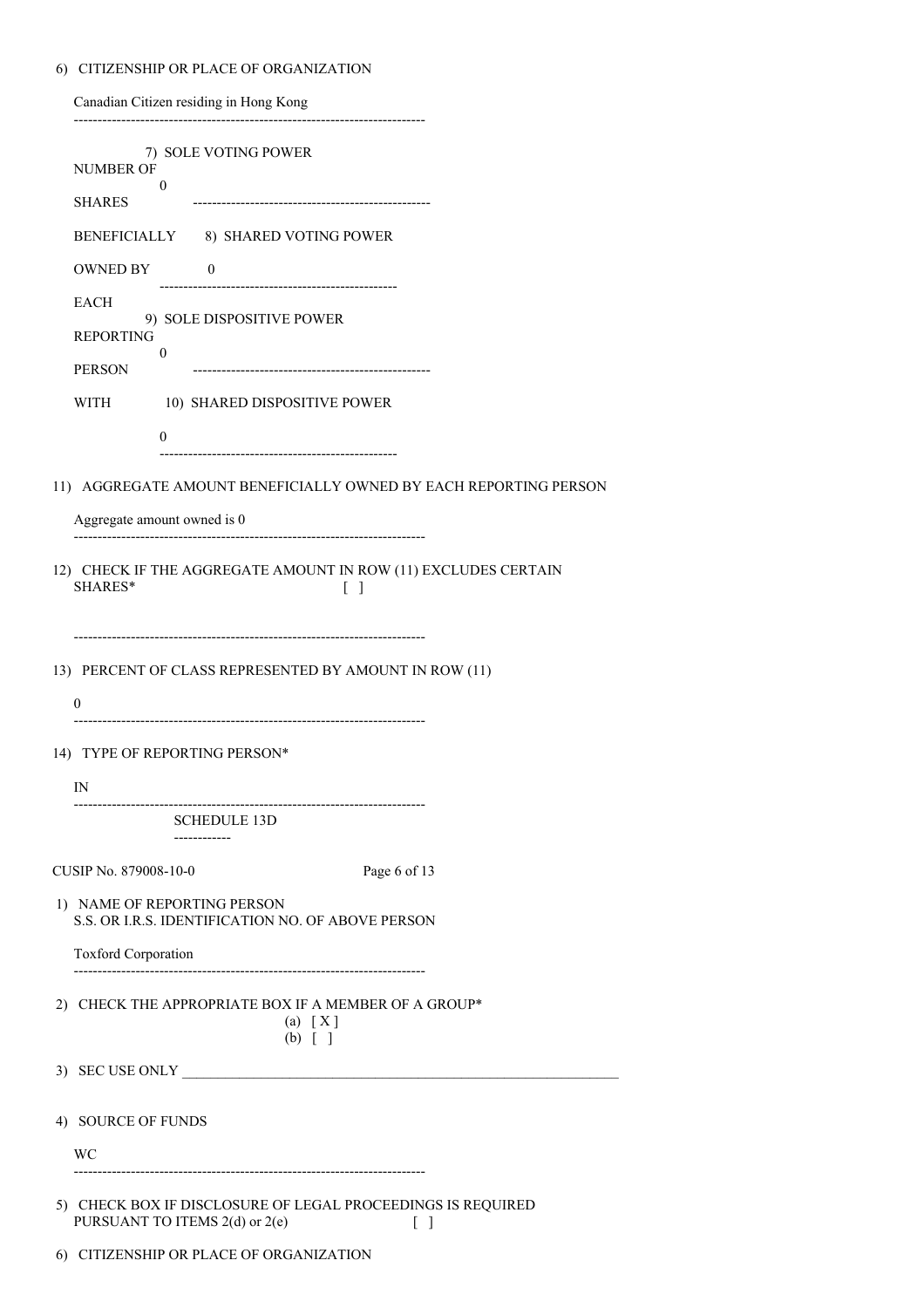6) CITIZENSHIP OR PLACE OF ORGANIZATION

Canadian Citizen residing in Hong Kong

| NUMBER OF SHARES BENEFICIALLY OWNED BY EACH REPORTING PERSON WITH | |
|---|---|
| | 7) SOLE VOTING POWER<br>0 |
| | 8) SHARED VOTING POWER<br>0 |
| | 9) SOLE DISPOSITIVE POWER<br>0 |
| | 10) SHARED DISPOSITIVE POWER<br>0 |

11) AGGREGATE AMOUNT BENEFICIALLY OWNED BY EACH REPORTING PERSON

Aggregate amount owned is 0

12) CHECK IF THE AGGREGATE AMOUNT IN ROW (11) EXCLUDES CERTAIN SHARES* [ ]

13) PERCENT OF CLASS REPRESENTED BY AMOUNT IN ROW (11)

0

14) TYPE OF REPORTING PERSON*

IN

SCHEDULE 13D

CUSIP No. 879008-10-0

1) NAME OF REPORTING PERSON
S.S. OR I.R.S. IDENTIFICATION NO. OF ABOVE PERSON

Toxford Corporation

2) CHECK THE APPROPRIATE BOX IF A MEMBER OF A GROUP*
(a) [ X ]
(b) [ ]

3) SEC USE ONLY ____________

4) SOURCE OF FUNDS

WC

5) CHECK BOX IF DISCLOSURE OF LEGAL PROCEEDINGS IS REQUIRED PURSUANT TO ITEMS 2(d) or 2(e) [ ]

6) CITIZENSHIP OR PLACE OF ORGANIZATION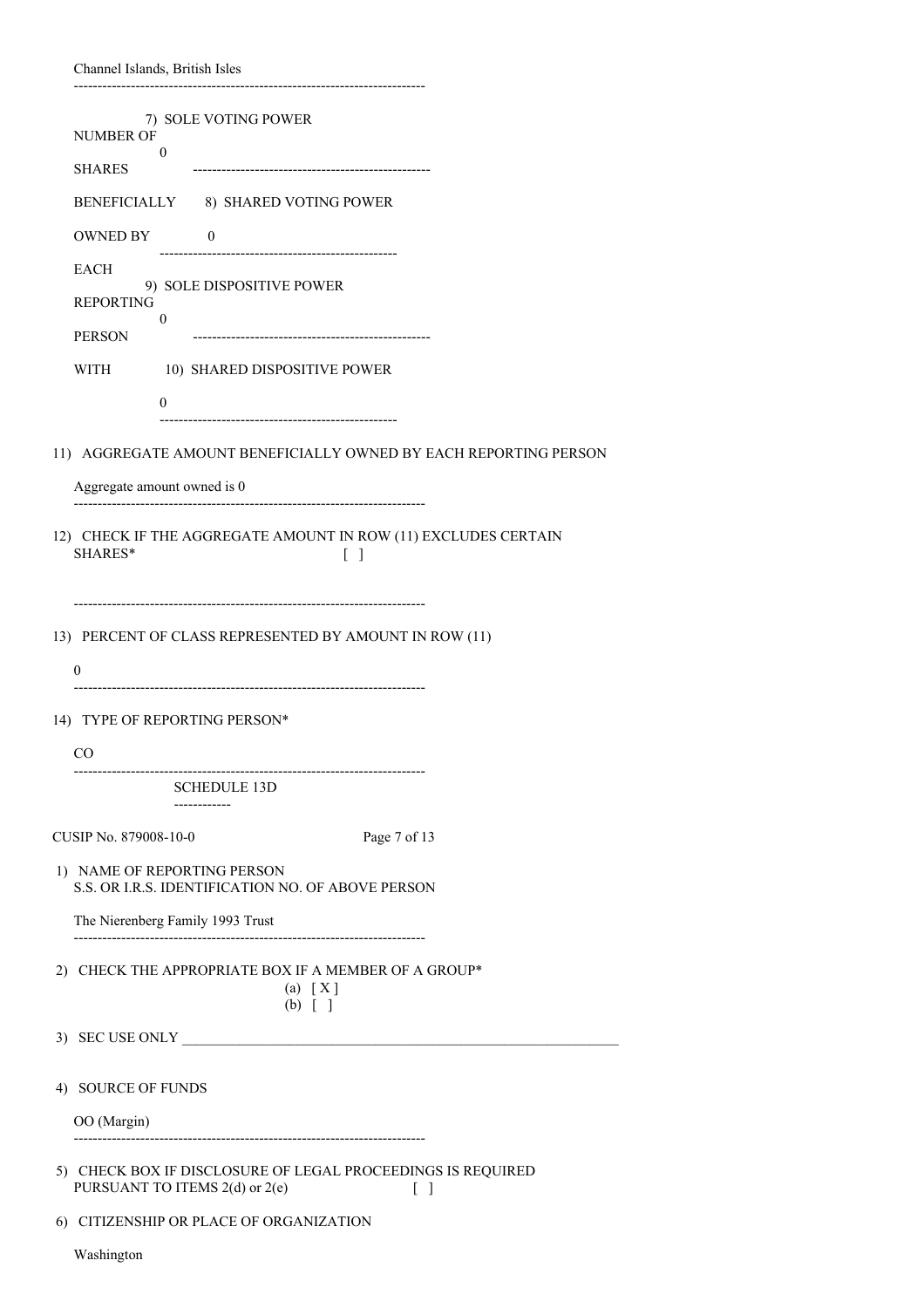Channel Islands, British Isles

| NUMBER OF SHARES BENEFICIALLY OWNED BY EACH REPORTING PERSON WITH | |
|---|---|
| | 7) SOLE VOTING POWER<br>0 |
| | 8) SHARED VOTING POWER<br>0 |
| | 9) SOLE DISPOSITIVE POWER<br>0 |
| | 10) SHARED DISPOSITIVE POWER<br>0 |

11) AGGREGATE AMOUNT BENEFICIALLY OWNED BY EACH REPORTING PERSON

Aggregate amount owned is 0

12) CHECK IF THE AGGREGATE AMOUNT IN ROW (11) EXCLUDES CERTAIN SHARES* [ ]

13) PERCENT OF CLASS REPRESENTED BY AMOUNT IN ROW (11)

0

14) TYPE OF REPORTING PERSON*

CO

## SCHEDULE 13D

CUSIP No. 879008-10-0 Page 7 of 13

1) NAME OF REPORTING PERSON
S.S. OR I.R.S. IDENTIFICATION NO. OF ABOVE PERSON

The Nierenberg Family 1993 Trust

2) CHECK THE APPROPRIATE BOX IF A MEMBER OF A GROUP*
(a) [ X ]
(b) [ ]

3) SEC USE ONLY ______________________________________________

4) SOURCE OF FUNDS

OO (Margin)

5) CHECK BOX IF DISCLOSURE OF LEGAL PROCEEDINGS IS REQUIRED PURSUANT TO ITEMS 2(d) or 2(e) [ ]

6) CITIZENSHIP OR PLACE OF ORGANIZATION

Washington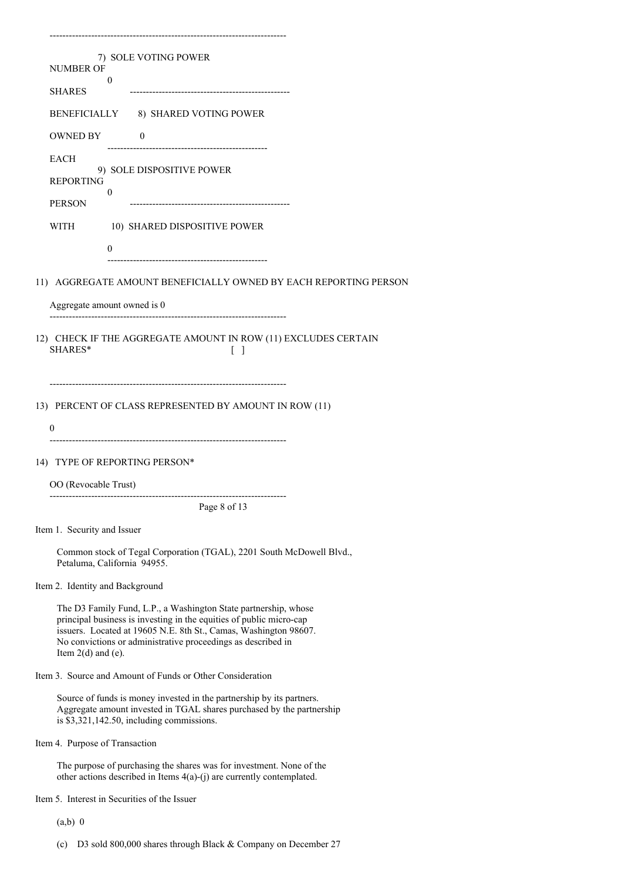| NUMBER OF SHARES BENEFICIALLY OWNED BY EACH REPORTING PERSON WITH | |
|---|---|
| | 7) SOLE VOTING POWER<br>0 |
| | 8) SHARED VOTING POWER<br>0 |
| | 9) SOLE DISPOSITIVE POWER<br>0 |
| | 10) SHARED DISPOSITIVE POWER<br>0 |

11) AGGREGATE AMOUNT BENEFICIALLY OWNED BY EACH REPORTING PERSON

Aggregate amount owned is 0

12) CHECK IF THE AGGREGATE AMOUNT IN ROW (11) EXCLUDES CERTAIN SHARES* [ ]

13) PERCENT OF CLASS REPRESENTED BY AMOUNT IN ROW (11)

0

14) TYPE OF REPORTING PERSON*

OO (Revocable Trust)

Item 1. Security and Issuer

Common stock of Tegal Corporation (TGAL), 2201 South McDowell Blvd., Petaluma, California 94955.

Item 2. Identity and Background

The D3 Family Fund, L.P., a Washington State partnership, whose principal business is investing in the equities of public micro-cap issuers. Located at 19605 N.E. 8th St., Camas, Washington 98607. No convictions or administrative proceedings as described in Item 2(d) and (e).

Item 3. Source and Amount of Funds or Other Consideration

Source of funds is money invested in the partnership by its partners. Aggregate amount invested in TGAL shares purchased by the partnership is $3,321,142.50, including commissions.

Item 4. Purpose of Transaction

The purpose of purchasing the shares was for investment. None of the other actions described in Items 4(a)-(j) are currently contemplated.

Item 5. Interest in Securities of the Issuer

(a,b) 0

(c) D3 sold 800,000 shares through Black & Company on December 27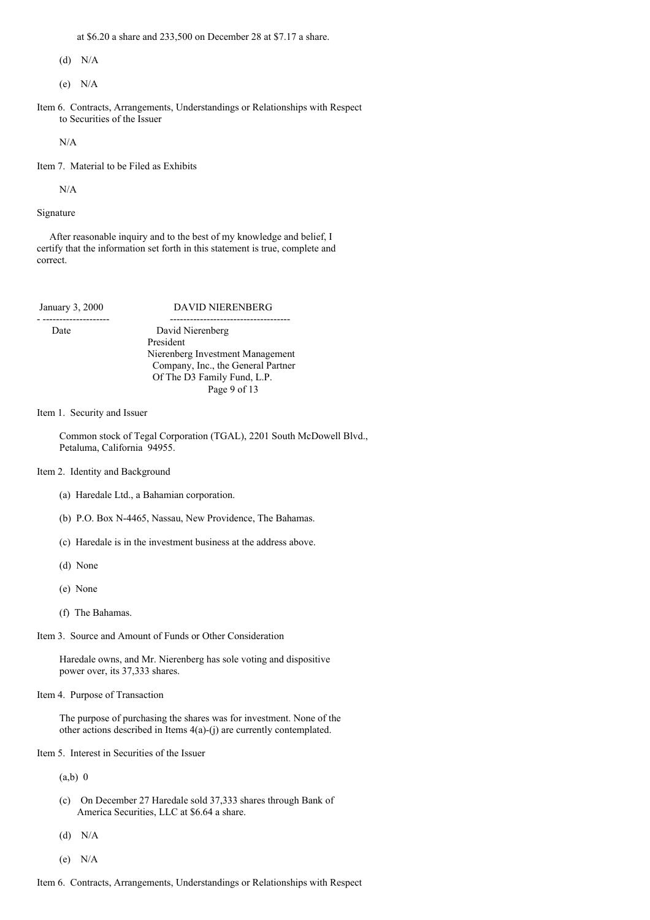at $6.20 a share and 233,500 on December 28 at $7.17 a share.

(d) N/A

(e) N/A

Item 6. Contracts, Arrangements, Understandings or Relationships with Respect to Securities of the Issuer

N/A

Item 7. Material to be Filed as Exhibits

N/A

Signature

After reasonable inquiry and to the best of my knowledge and belief, I certify that the information set forth in this statement is true, complete and correct.

| January 3, 2000 | DAVID NIERENBERG |
|---|---|
| Date | David Nierenberg<br>President<br>Nierenberg Investment Management Company, Inc., the General Partner Of The D3 Family Fund, L.P. |

Item 1. Security and Issuer

Common stock of Tegal Corporation (TGAL), 2201 South McDowell Blvd., Petaluma, California 94955.

Item 2. Identity and Background

(a) Haredale Ltd., a Bahamian corporation.

(b) P.O. Box N-4465, Nassau, New Providence, The Bahamas.

(c) Haredale is in the investment business at the address above.

(d) None

(e) None

(f) The Bahamas.

Item 3. Source and Amount of Funds or Other Consideration

Haredale owns, and Mr. Nierenberg has sole voting and dispositive power over, its 37,333 shares.

Item 4. Purpose of Transaction

The purpose of purchasing the shares was for investment. None of the other actions described in Items 4(a)-(j) are currently contemplated.

Item 5. Interest in Securities of the Issuer

(a,b) 0

(c) On December 27 Haredale sold 37,333 shares through Bank of America Securities, LLC at $6.64 a share.

(d) N/A

(e) N/A

Item 6. Contracts, Arrangements, Understandings or Relationships with Respect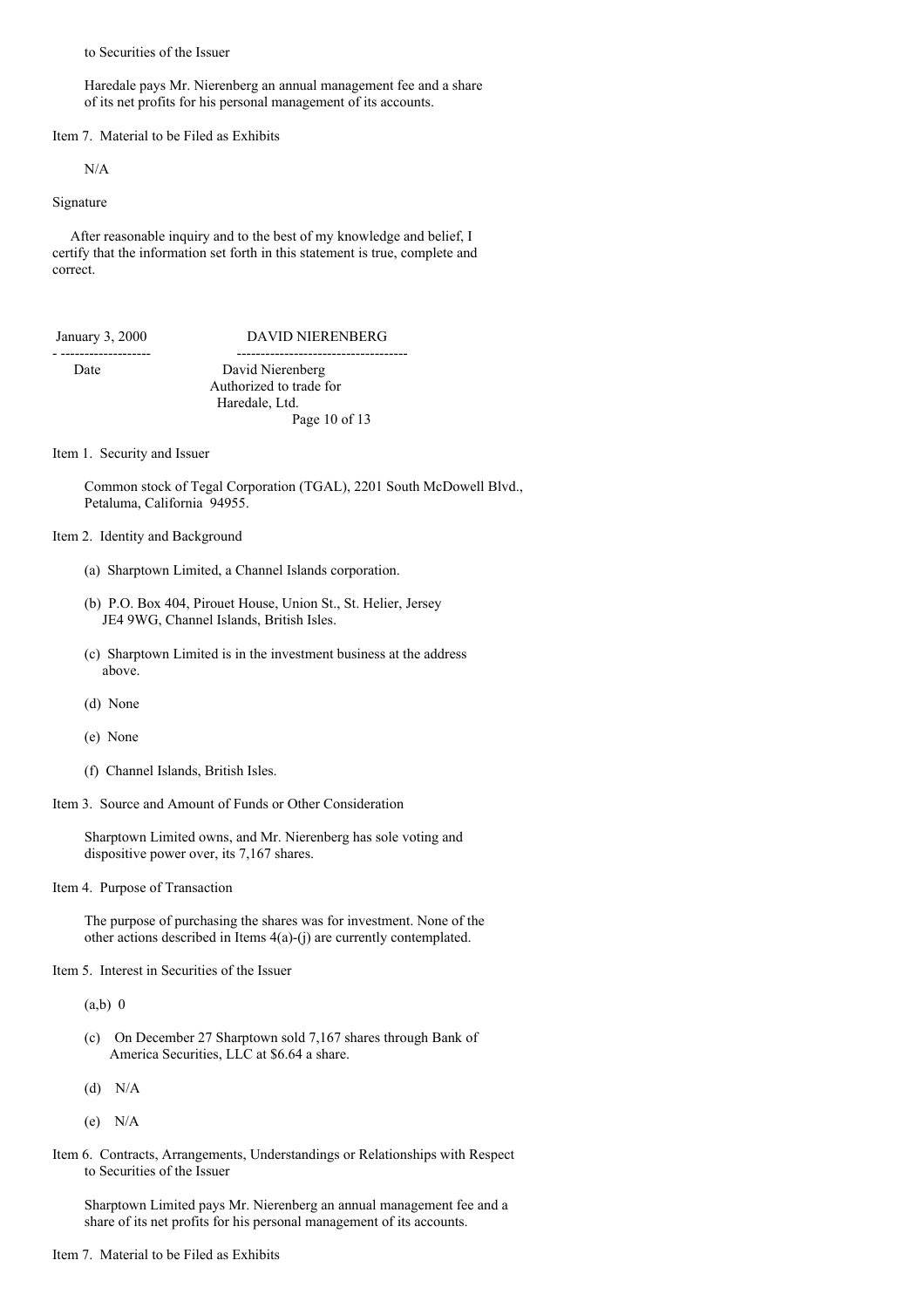to Securities of the Issuer

Haredale pays Mr. Nierenberg an annual management fee and a share of its net profits for his personal management of its accounts.

Item 7. Material to be Filed as Exhibits

N/A

Signature

After reasonable inquiry and to the best of my knowledge and belief, I certify that the information set forth in this statement is true, complete and correct.

| January 3, 2000 | DAVID NIERENBERG |
|---|---|
| Date | David Nierenberg<br>Authorized to trade for<br>Haredale, Ltd. |

Item 1. Security and Issuer

Common stock of Tegal Corporation (TGAL), 2201 South McDowell Blvd., Petaluma, California 94955.

Item 2. Identity and Background

(a) Sharptown Limited, a Channel Islands corporation.

(b) P.O. Box 404, Pirouet House, Union St., St. Helier, Jersey JE4 9WG, Channel Islands, British Isles.

(c) Sharptown Limited is in the investment business at the address above.

(d) None

(e) None

(f) Channel Islands, British Isles.

Item 3. Source and Amount of Funds or Other Consideration

Sharptown Limited owns, and Mr. Nierenberg has sole voting and dispositive power over, its 7,167 shares.

Item 4. Purpose of Transaction

The purpose of purchasing the shares was for investment. None of the other actions described in Items 4(a)-(j) are currently contemplated.

Item 5. Interest in Securities of the Issuer

(a,b) 0

(c) On December 27 Sharptown sold 7,167 shares through Bank of America Securities, LLC at $6.64 a share.

(d) N/A

(e) N/A

Item 6. Contracts, Arrangements, Understandings or Relationships with Respect to Securities of the Issuer

Sharptown Limited pays Mr. Nierenberg an annual management fee and a share of its net profits for his personal management of its accounts.

Item 7. Material to be Filed as Exhibits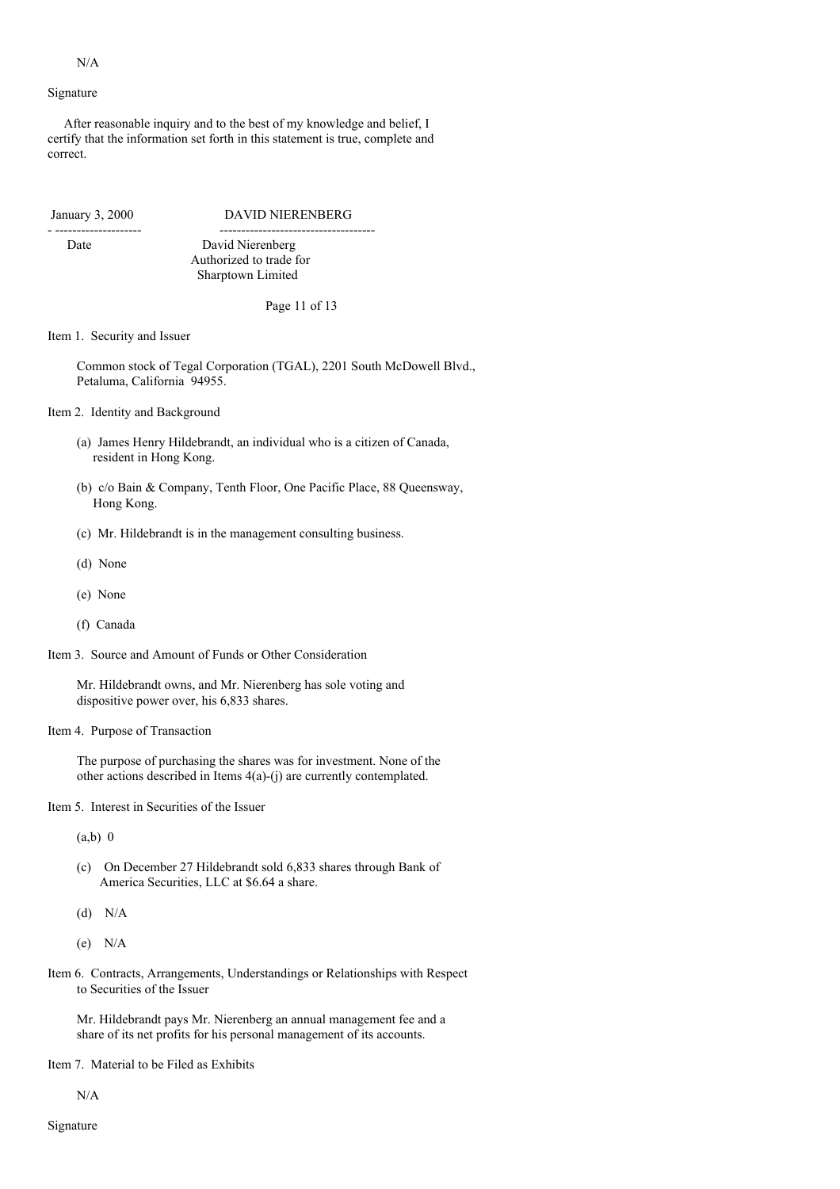N/A

Signature

After reasonable inquiry and to the best of my knowledge and belief, I certify that the information set forth in this statement is true, complete and correct.

| January 3, 2000 | DAVID NIERENBERG |
|---|---|
| Date | David Nierenberg<br>Authorized to trade for<br>Sharptown Limited |

Item 1. Security and Issuer

Common stock of Tegal Corporation (TGAL), 2201 South McDowell Blvd., Petaluma, California 94955.

Item 2. Identity and Background

(a) James Henry Hildebrandt, an individual who is a citizen of Canada, resident in Hong Kong.

(b) c/o Bain & Company, Tenth Floor, One Pacific Place, 88 Queensway, Hong Kong.

(c) Mr. Hildebrandt is in the management consulting business.

(d) None

(e) None

(f) Canada

Item 3. Source and Amount of Funds or Other Consideration

Mr. Hildebrandt owns, and Mr. Nierenberg has sole voting and dispositive power over, his 6,833 shares.

Item 4. Purpose of Transaction

The purpose of purchasing the shares was for investment. None of the other actions described in Items 4(a)-(j) are currently contemplated.

Item 5. Interest in Securities of the Issuer

(a,b) 0

(c) On December 27 Hildebrandt sold 6,833 shares through Bank of America Securities, LLC at $6.64 a share.

(d) N/A

(e) N/A

Item 6. Contracts, Arrangements, Understandings or Relationships with Respect to Securities of the Issuer

Mr. Hildebrandt pays Mr. Nierenberg an annual management fee and a share of its net profits for his personal management of its accounts.

Item 7. Material to be Filed as Exhibits

N/A

Signature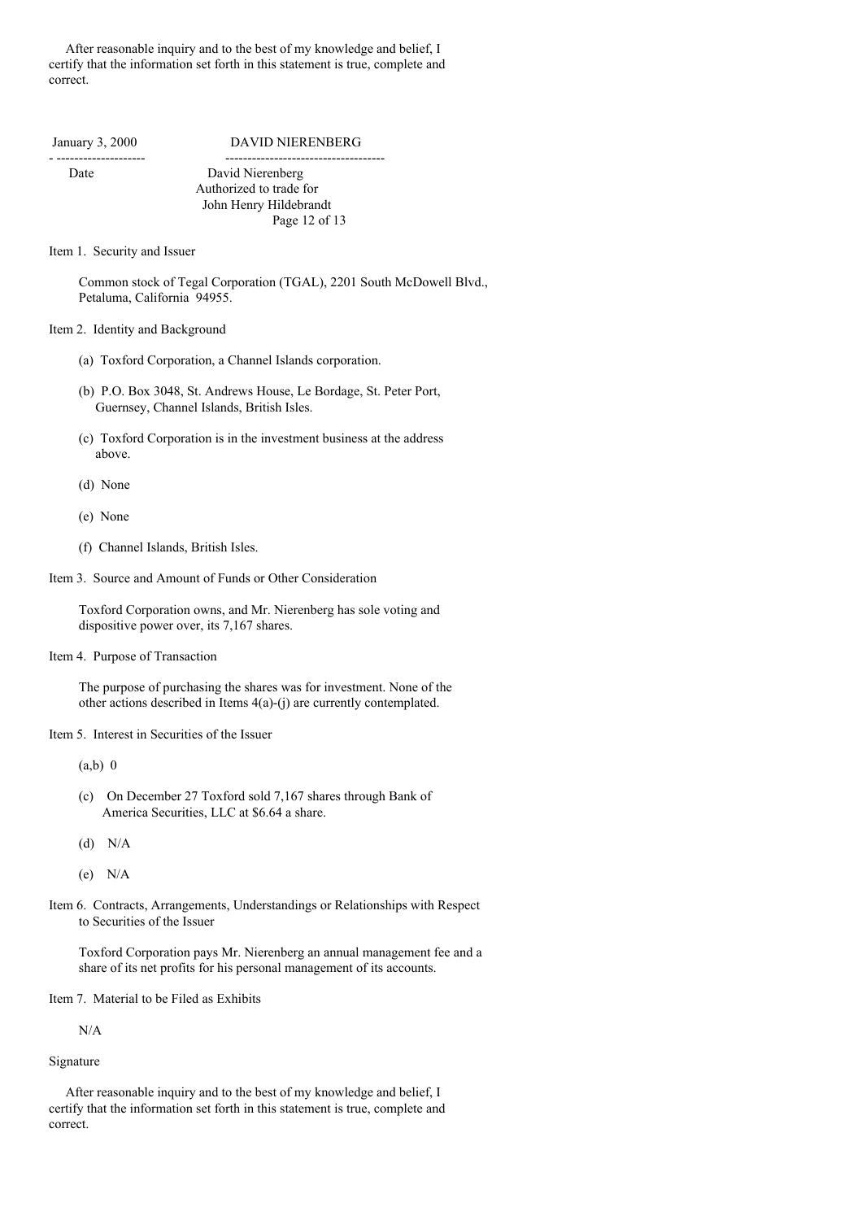After reasonable inquiry and to the best of my knowledge and belief, I certify that the information set forth in this statement is true, complete and correct.

| January 3, 2000 | DAVID NIERENBERG |
|---|---|
| Date | David Nierenberg<br>Authorized to trade for<br>John Henry Hildebrandt |

Item 1. Security and Issuer

Common stock of Tegal Corporation (TGAL), 2201 South McDowell Blvd., Petaluma, California 94955.

Item 2. Identity and Background

(a) Toxford Corporation, a Channel Islands corporation.

(b) P.O. Box 3048, St. Andrews House, Le Bordage, St. Peter Port, Guernsey, Channel Islands, British Isles.

(c) Toxford Corporation is in the investment business at the address above.

(d) None

(e) None

(f) Channel Islands, British Isles.

Item 3. Source and Amount of Funds or Other Consideration

Toxford Corporation owns, and Mr. Nierenberg has sole voting and dispositive power over, its 7,167 shares.

Item 4. Purpose of Transaction

The purpose of purchasing the shares was for investment. None of the other actions described in Items 4(a)-(j) are currently contemplated.

Item 5. Interest in Securities of the Issuer

(a,b) 0

(c) On December 27 Toxford sold 7,167 shares through Bank of America Securities, LLC at $6.64 a share.

(d) N/A

(e) N/A

Item 6. Contracts, Arrangements, Understandings or Relationships with Respect to Securities of the Issuer

Toxford Corporation pays Mr. Nierenberg an annual management fee and a share of its net profits for his personal management of its accounts.

Item 7. Material to be Filed as Exhibits

N/A

Signature

After reasonable inquiry and to the best of my knowledge and belief, I certify that the information set forth in this statement is true, complete and correct.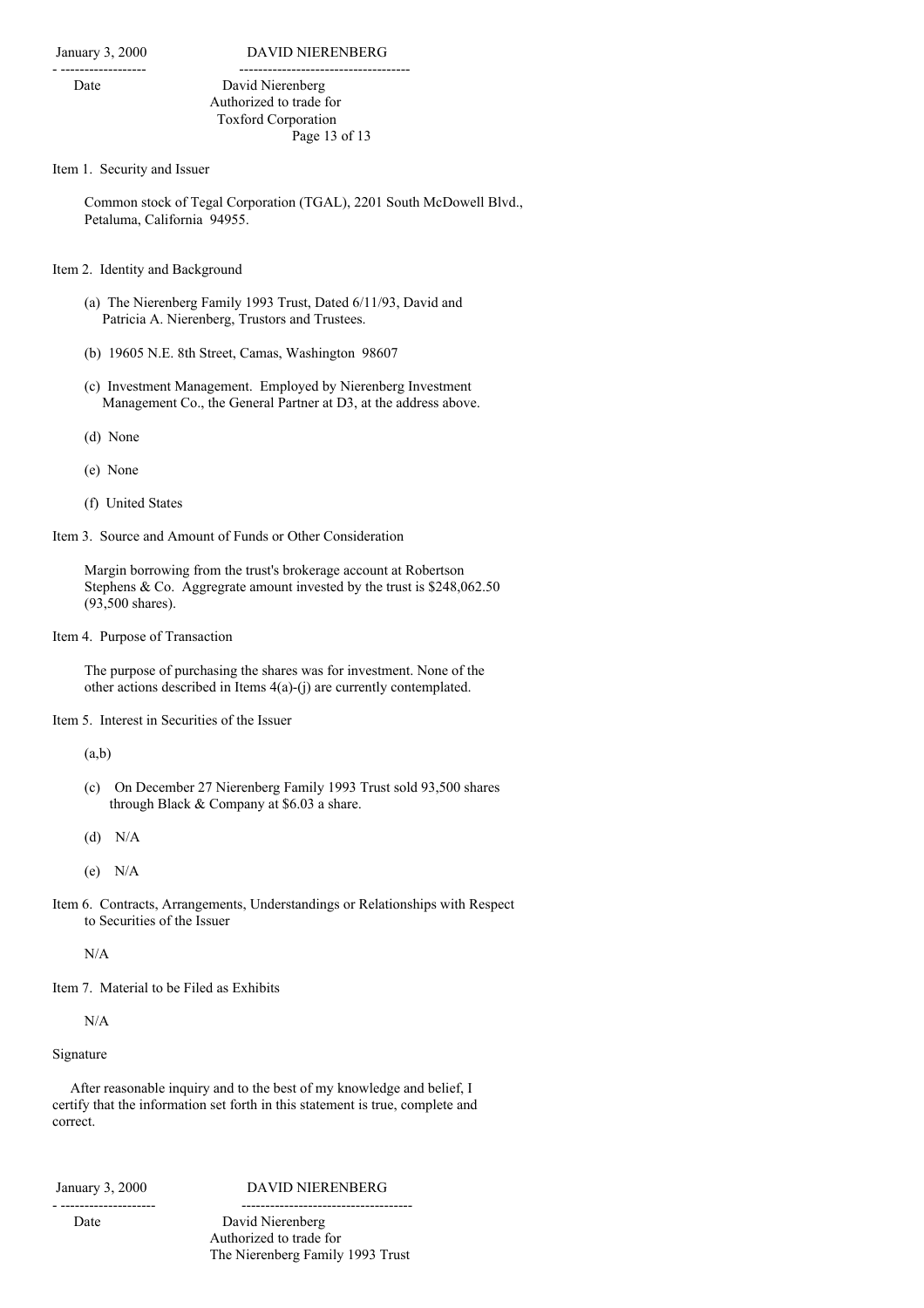January 3, 2000 DAVID NIERENBERG

- ------------------ ------------------------------------

Date David Nierenberg
Authorized to trade for
Toxford Corporation

Item 1. Security and Issuer

Common stock of Tegal Corporation (TGAL), 2201 South McDowell Blvd., Petaluma, California 94955.

Item 2. Identity and Background

(a) The Nierenberg Family 1993 Trust, Dated 6/11/93, David and Patricia A. Nierenberg, Trustors and Trustees.

(b) 19605 N.E. 8th Street, Camas, Washington 98607

(c) Investment Management. Employed by Nierenberg Investment Management Co., the General Partner at D3, at the address above.

(d) None

(e) None

(f) United States

Item 3. Source and Amount of Funds or Other Consideration

Margin borrowing from the trust's brokerage account at Robertson Stephens & Co. Aggregrate amount invested by the trust is $248,062.50 (93,500 shares).

Item 4. Purpose of Transaction

The purpose of purchasing the shares was for investment. None of the other actions described in Items 4(a)-(j) are currently contemplated.

Item 5. Interest in Securities of the Issuer

(a,b)

(c) On December 27 Nierenberg Family 1993 Trust sold 93,500 shares through Black & Company at $6.03 a share.

(d) N/A

(e) N/A

Item 6. Contracts, Arrangements, Understandings or Relationships with Respect to Securities of the Issuer

N/A

Item 7. Material to be Filed as Exhibits

N/A

Signature

After reasonable inquiry and to the best of my knowledge and belief, I certify that the information set forth in this statement is true, complete and correct.

January 3, 2000 DAVID NIERENBERG

- -------------------- ------------------------------------

Date David Nierenberg
Authorized to trade for
The Nierenberg Family 1993 Trust